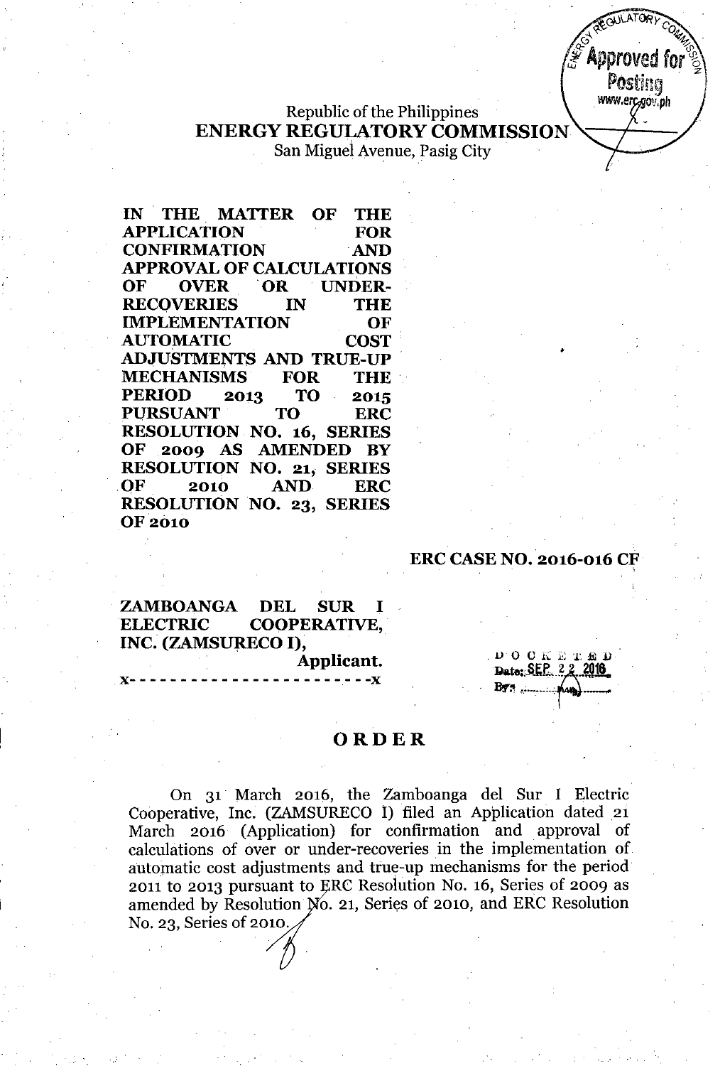Republic of the Philippines
**ENERGY REGULATORY COMMISSION**
San Miguel Avenue, Pasig City

**IN THE MATTER OF THE APPLICATION FOR CONFIRMATION AND APPROVAL OF CALCULATIONS OF OVER OR UNDER-RECOVERIES IN THE IMPLEMENTATION OF AUTOMATIC COST ADJUSTMENTS AND TRUE-UP MECHANISMS FOR THE PERIOD 2013 TO 2015 PURSUANT TO ERC RESOLUTION NO. 16, SERIES OF 2009 AS AMENDED BY RESOLUTION NO. 21, SERIES OF 2010 AND ERC RESOLUTION NO. 23, SERIES OF 2010**

**ERC CASE NO. 2016-016 CF**

**ZAMBOANGA DEL SUR I ELECTRIC COOPERATIVE, INC. (ZAMSURECO I),**
**Applicant.**
x- - - - - - - - - - - - - - - - - - - - - - -x

DOCKETED
Date: SEP 22 2016
By: ________

# ORDER

On 31 March 2016, the Zamboanga del Sur I Electric Cooperative, Inc. (ZAMSURECO I) filed an Application dated 21 March 2016 (Application) for confirmation and approval of calculations of over or under-recoveries in the implementation of automatic cost adjustments and true-up mechanisms for the period 2011 to 2013 pursuant to ERC Resolution No. 16, Series of 2009 as amended by Resolution No. 21, Series of 2010, and ERC Resolution No. 23, Series of 2010.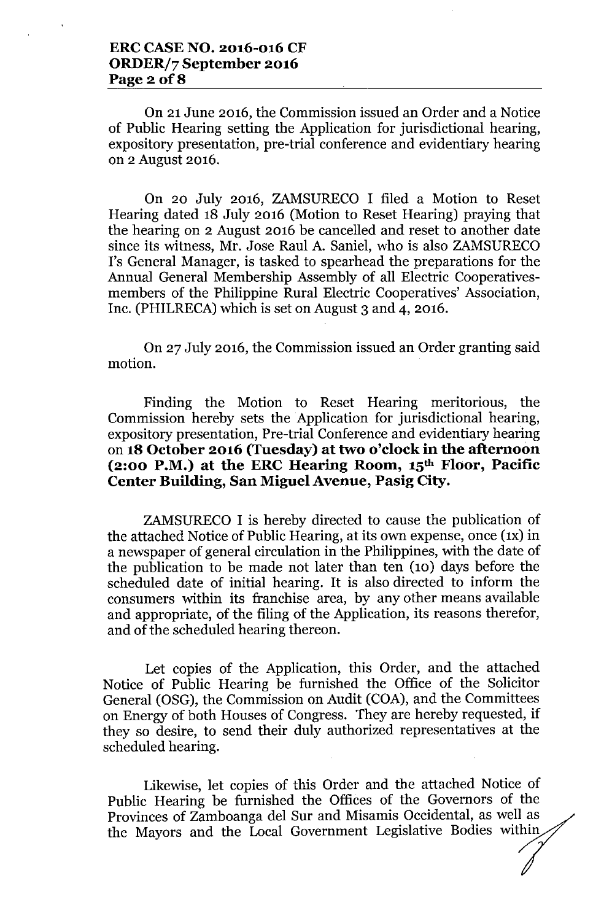On 21 June 2016, the Commission issued an Order and a Notice of Public Hearing setting the Application for jurisdictional hearing, expository presentation, pre-trial conference and evidentiary hearing on 2 August 2016.

On 20 July 2016, ZAMSURECO I filed a Motion to Reset Hearing dated 18 July 2016 (Motion to Reset Hearing) praying that the hearing on 2 August 2016 be cancelled and reset to another date since its witness, Mr. Jose Raul A. Saniel, who is also ZAMSURECO I's General Manager, is tasked to spearhead the preparations for the Annual General Membership Assembly of all Electric Cooperatives-members of the Philippine Rural Electric Cooperatives' Association, Inc. (PHILRECA) which is set on August 3 and 4, 2016.

On 27 July 2016, the Commission issued an Order granting said motion.

Finding the Motion to Reset Hearing meritorious, the Commission hereby sets the Application for jurisdictional hearing, expository presentation, Pre-trial Conference and evidentiary hearing on **18 October 2016 (Tuesday) at two o'clock in the afternoon (2:00 P.M.) at the ERC Hearing Room, 15th Floor, Pacific Center Building, San Miguel Avenue, Pasig City.**

ZAMSURECO I is hereby directed to cause the publication of the attached Notice of Public Hearing, at its own expense, once (1x) in a newspaper of general circulation in the Philippines, with the date of the publication to be made not later than ten (10) days before the scheduled date of initial hearing. It is also directed to inform the consumers within its franchise area, by any other means available and appropriate, of the filing of the Application, its reasons therefor, and of the scheduled hearing thereon.

Let copies of the Application, this Order, and the attached Notice of Public Hearing be furnished the Office of the Solicitor General (OSG), the Commission on Audit (COA), and the Committees on Energy of both Houses of Congress. They are hereby requested, if they so desire, to send their duly authorized representatives at the scheduled hearing.

Likewise, let copies of this Order and the attached Notice of Public Hearing be furnished the Offices of the Governors of the Provinces of Zamboanga del Sur and Misamis Occidental, as well as the Mayors and the Local Government Legislative Bodies within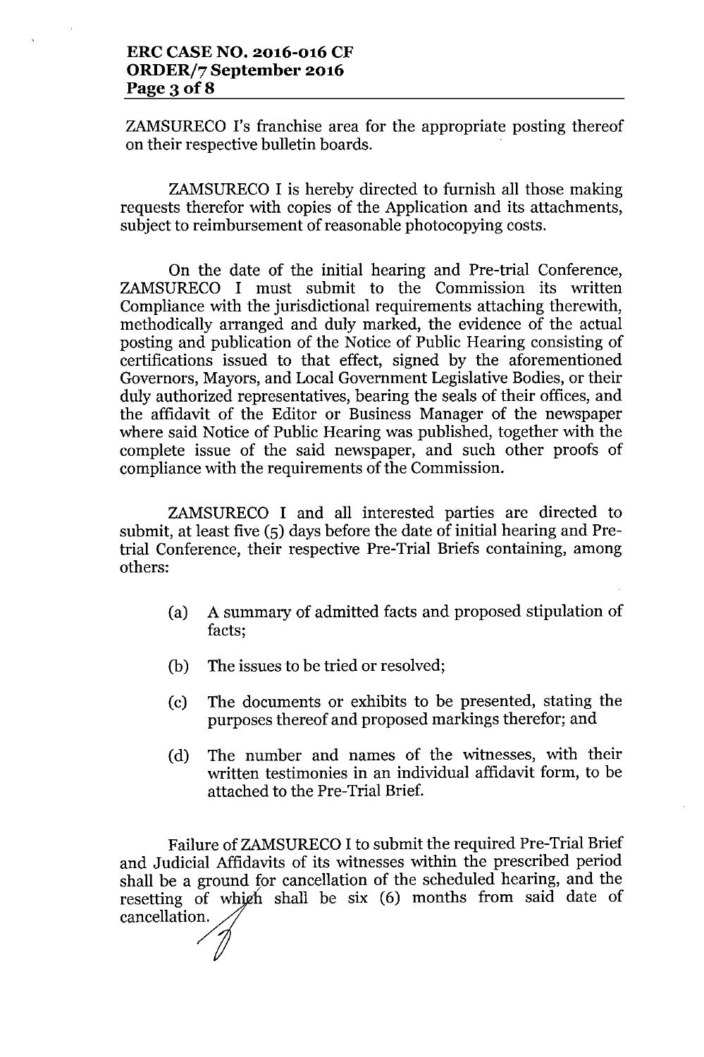ZAMSURECO I's franchise area for the appropriate posting thereof on their respective bulletin boards.

ZAMSURECO I is hereby directed to furnish all those making requests therefor with copies of the Application and its attachments, subject to reimbursement of reasonable photocopying costs.

On the date of the initial hearing and Pre-trial Conference, ZAMSURECO I must submit to the Commission its written Compliance with the jurisdictional requirements attaching therewith, methodically arranged and duly marked, the evidence of the actual posting and publication of the Notice of Public Hearing consisting of certifications issued to that effect, signed by the aforementioned Governors, Mayors, and Local Government Legislative Bodies, or their duly authorized representatives, bearing the seals of their offices, and the affidavit of the Editor or Business Manager of the newspaper where said Notice of Public Hearing was published, together with the complete issue of the said newspaper, and such other proofs of compliance with the requirements of the Commission.

ZAMSURECO I and all interested parties are directed to submit, at least five (5) days before the date of initial hearing and Pre-trial Conference, their respective Pre-Trial Briefs containing, among others:

(a) A summary of admitted facts and proposed stipulation of facts;

(b) The issues to be tried or resolved;

(c) The documents or exhibits to be presented, stating the purposes thereof and proposed markings therefor; and

(d) The number and names of the witnesses, with their written testimonies in an individual affidavit form, to be attached to the Pre-Trial Brief.

Failure of ZAMSURECO I to submit the required Pre-Trial Brief and Judicial Affidavits of its witnesses within the prescribed period shall be a ground for cancellation of the scheduled hearing, and the resetting of which shall be six (6) months from said date of cancellation.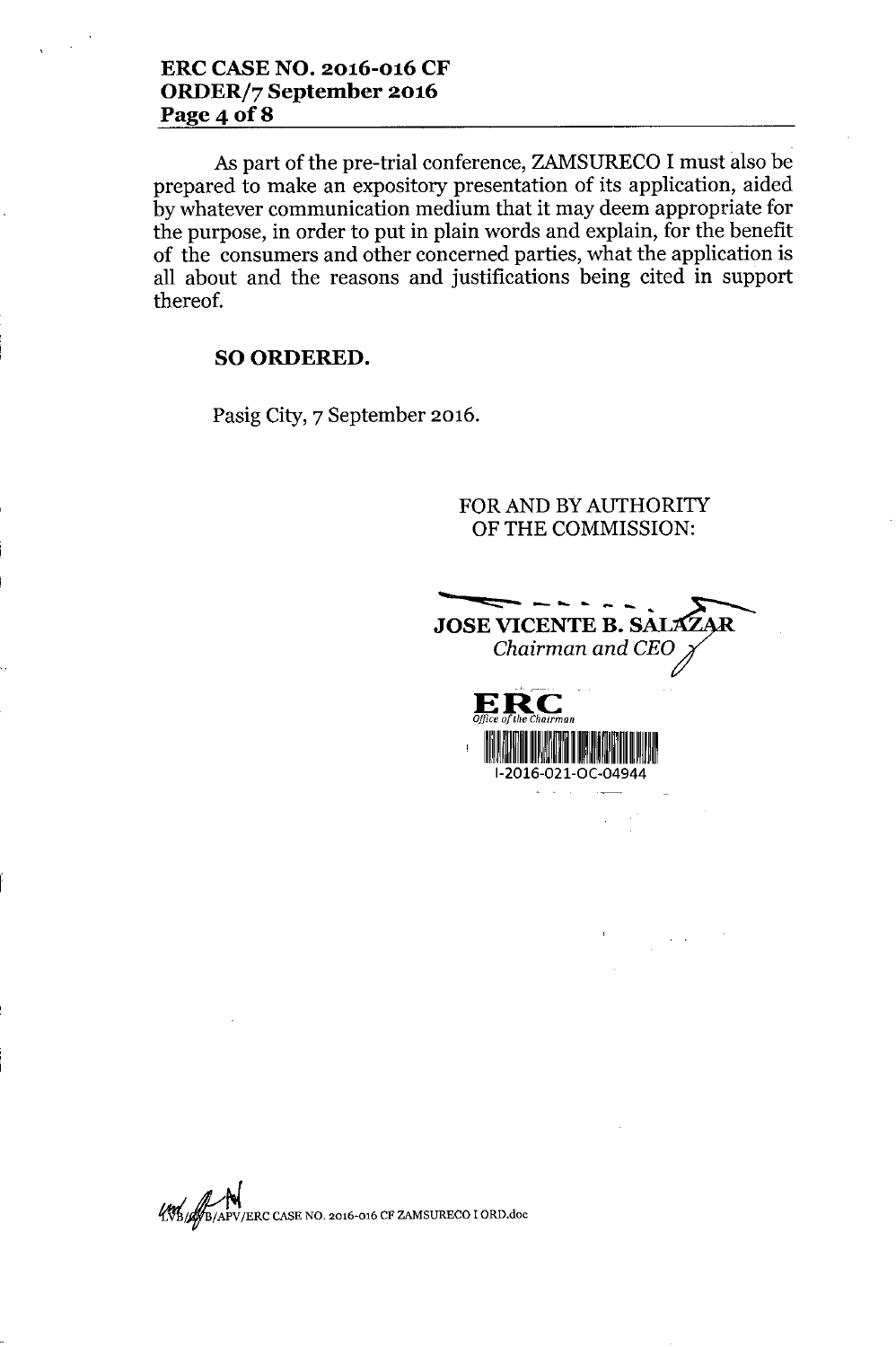As part of the pre-trial conference, ZAMSURECO I must also be prepared to make an expository presentation of its application, aided by whatever communication medium that it may deem appropriate for the purpose, in order to put in plain words and explain, for the benefit of the consumers and other concerned parties, what the application is all about and the reasons and justifications being cited in support thereof.

**SO ORDERED.**

Pasig City, 7 September 2016.

FOR AND BY AUTHORITY
OF THE COMMISSION:

**JOSE VICENTE B. SALAZAR**
*Chairman and CEO*

**ERC**
*Office of the Chairman*
I-2016-021-OC-04944

LVB/AFB/APV/ERC CASE NO. 2016-016 CF ZAMSURECO I ORD.doc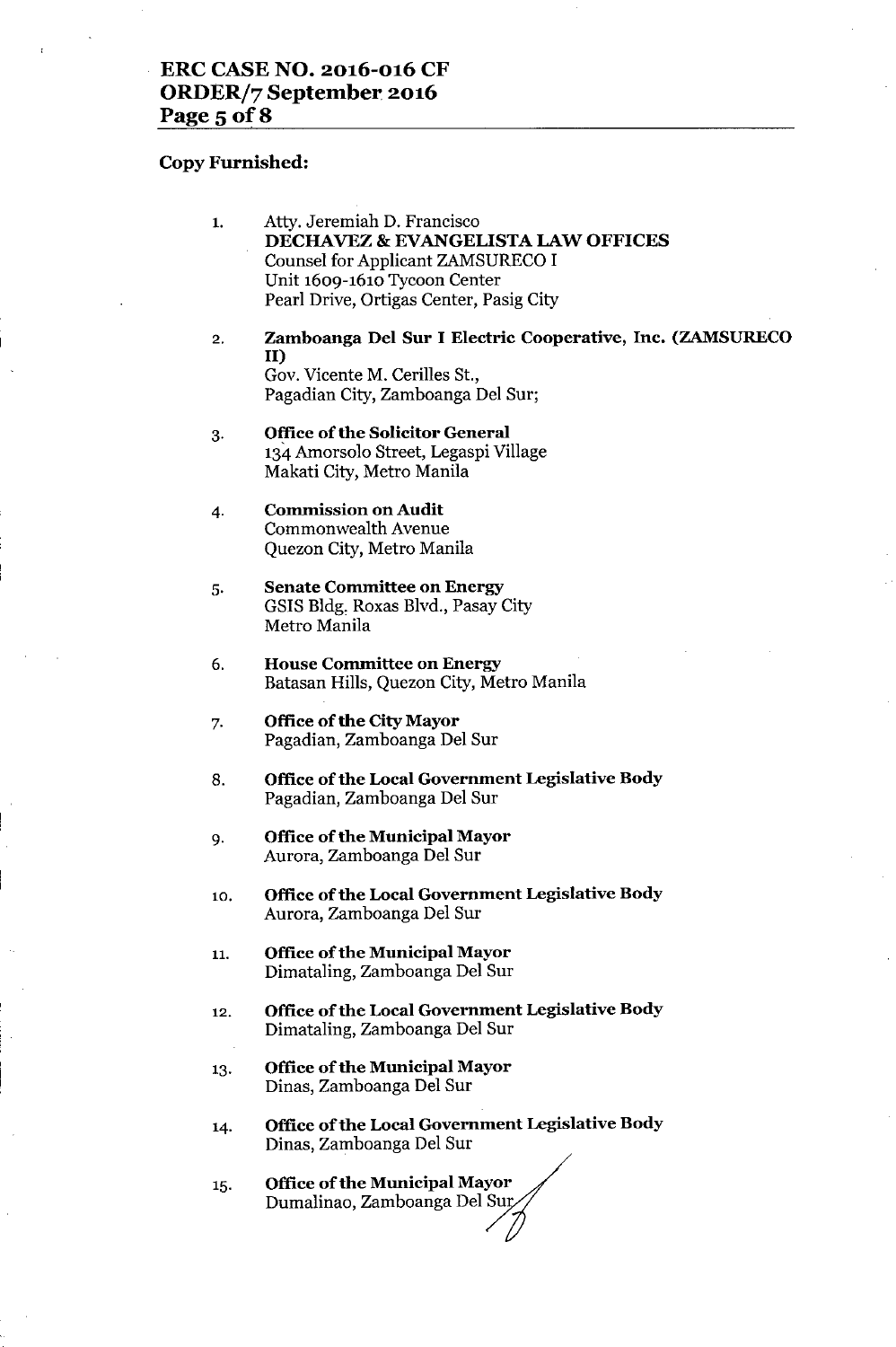**Copy Furnished:**

1. Atty. Jeremiah D. Francisco
   **DECHAVEZ & EVANGELISTA LAW OFFICES**
   Counsel for Applicant ZAMSURECO I
   Unit 1609-1610 Tycoon Center
   Pearl Drive, Ortigas Center, Pasig City

2. **Zamboanga Del Sur I Electric Cooperative, Inc. (ZAMSURECO II)**
   Gov. Vicente M. Cerilles St.,
   Pagadian City, Zamboanga Del Sur;

3. **Office of the Solicitor General**
   134 Amorsolo Street, Legaspi Village
   Makati City, Metro Manila

4. **Commission on Audit**
   Commonwealth Avenue
   Quezon City, Metro Manila

5. **Senate Committee on Energy**
   GSIS Bldg. Roxas Blvd., Pasay City
   Metro Manila

6. **House Committee on Energy**
   Batasan Hills, Quezon City, Metro Manila

7. **Office of the City Mayor**
   Pagadian, Zamboanga Del Sur

8. **Office of the Local Government Legislative Body**
   Pagadian, Zamboanga Del Sur

9. **Office of the Municipal Mayor**
   Aurora, Zamboanga Del Sur

10. **Office of the Local Government Legislative Body**
    Aurora, Zamboanga Del Sur

11. **Office of the Municipal Mayor**
    Dimataling, Zamboanga Del Sur

12. **Office of the Local Government Legislative Body**
    Dimataling, Zamboanga Del Sur

13. **Office of the Municipal Mayor**
    Dinas, Zamboanga Del Sur

14. **Office of the Local Government Legislative Body**
    Dinas, Zamboanga Del Sur

15. **Office of the Municipal Mayor**
    Dumalinao, Zamboanga Del Sur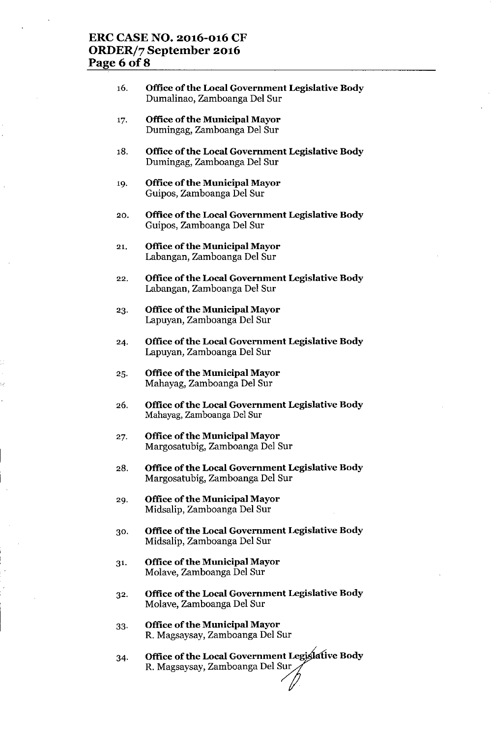16. **Office of the Local Government Legislative Body**
    Dumalinao, Zamboanga Del Sur

17. **Office of the Municipal Mayor**
    Dumingag, Zamboanga Del Sur

18. **Office of the Local Government Legislative Body**
    Dumingag, Zamboanga Del Sur

19. **Office of the Municipal Mayor**
    Guipos, Zamboanga Del Sur

20. **Office of the Local Government Legislative Body**
    Guipos, Zamboanga Del Sur

21. **Office of the Municipal Mayor**
    Labangan, Zamboanga Del Sur

22. **Office of the Local Government Legislative Body**
    Labangan, Zamboanga Del Sur

23. **Office of the Municipal Mayor**
    Lapuyan, Zamboanga Del Sur

24. **Office of the Local Government Legislative Body**
    Lapuyan, Zamboanga Del Sur

25. **Office of the Municipal Mayor**
    Mahayag, Zamboanga Del Sur

26. **Office of the Local Government Legislative Body**
    Mahayag, Zamboanga Del Sur

27. **Office of the Municipal Mayor**
    Margosatubig, Zamboanga Del Sur

28. **Office of the Local Government Legislative Body**
    Margosatubig, Zamboanga Del Sur

29. **Office of the Municipal Mayor**
    Midsalip, Zamboanga Del Sur

30. **Office of the Local Government Legislative Body**
    Midsalip, Zamboanga Del Sur

31. **Office of the Municipal Mayor**
    Molave, Zamboanga Del Sur

32. **Office of the Local Government Legislative Body**
    Molave, Zamboanga Del Sur

33. **Office of the Municipal Mayor**
    R. Magsaysay, Zamboanga Del Sur

34. **Office of the Local Government Legislative Body**
    R. Magsaysay, Zamboanga Del Sur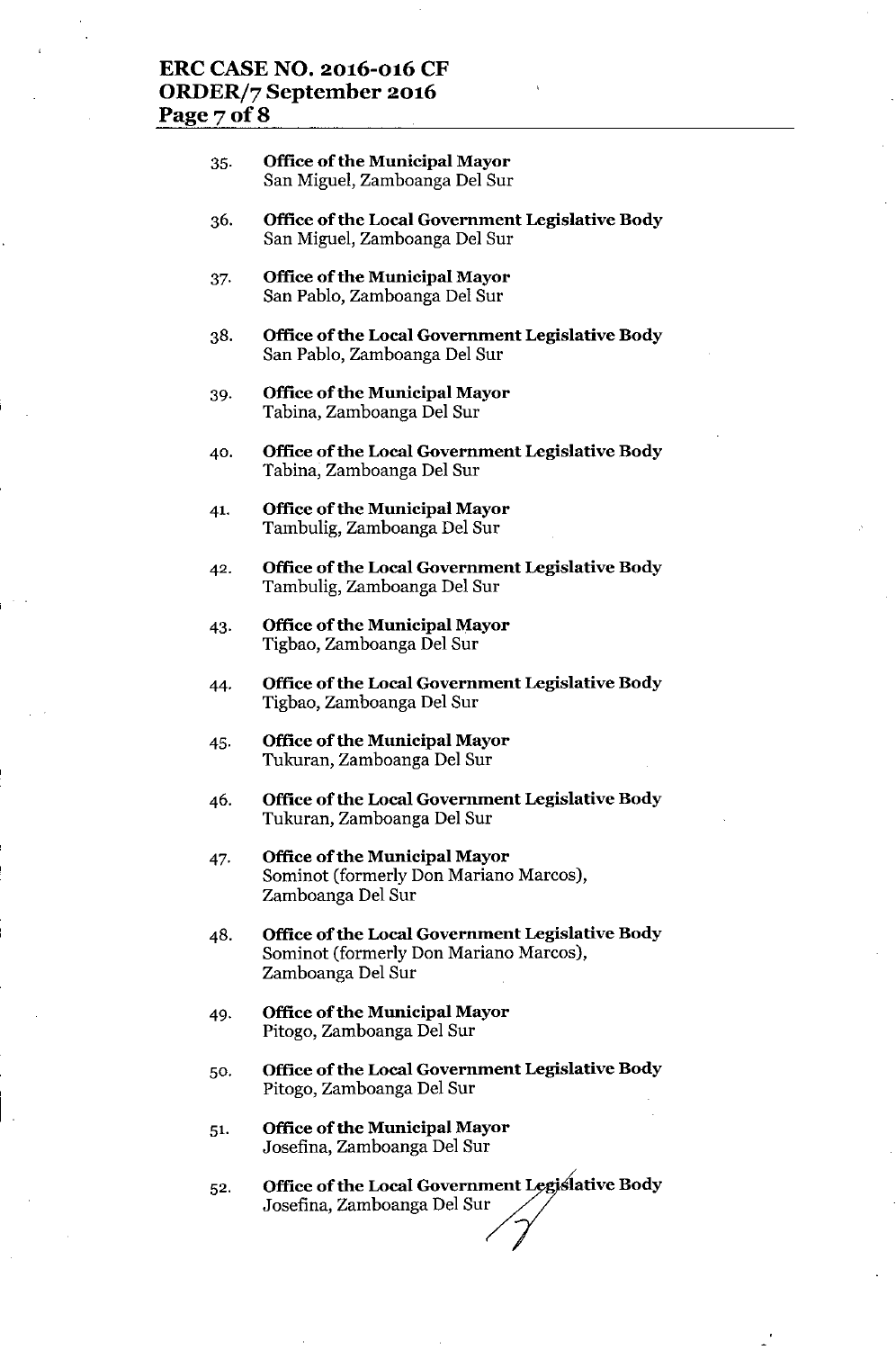35. **Office of the Municipal Mayor**
San Miguel, Zamboanga Del Sur

36. **Office of the Local Government Legislative Body**
San Miguel, Zamboanga Del Sur

37. **Office of the Municipal Mayor**
San Pablo, Zamboanga Del Sur

38. **Office of the Local Government Legislative Body**
San Pablo, Zamboanga Del Sur

39. **Office of the Municipal Mayor**
Tabina, Zamboanga Del Sur

40. **Office of the Local Government Legislative Body**
Tabina, Zamboanga Del Sur

41. **Office of the Municipal Mayor**
Tambulig, Zamboanga Del Sur

42. **Office of the Local Government Legislative Body**
Tambulig, Zamboanga Del Sur

43. **Office of the Municipal Mayor**
Tigbao, Zamboanga Del Sur

44. **Office of the Local Government Legislative Body**
Tigbao, Zamboanga Del Sur

45. **Office of the Municipal Mayor**
Tukuran, Zamboanga Del Sur

46. **Office of the Local Government Legislative Body**
Tukuran, Zamboanga Del Sur

47. **Office of the Municipal Mayor**
Sominot (formerly Don Mariano Marcos), Zamboanga Del Sur

48. **Office of the Local Government Legislative Body**
Sominot (formerly Don Mariano Marcos), Zamboanga Del Sur

49. **Office of the Municipal Mayor**
Pitogo, Zamboanga Del Sur

50. **Office of the Local Government Legislative Body**
Pitogo, Zamboanga Del Sur

51. **Office of the Municipal Mayor**
Josefina, Zamboanga Del Sur

52. **Office of the Local Government Legislative Body**
Josefina, Zamboanga Del Sur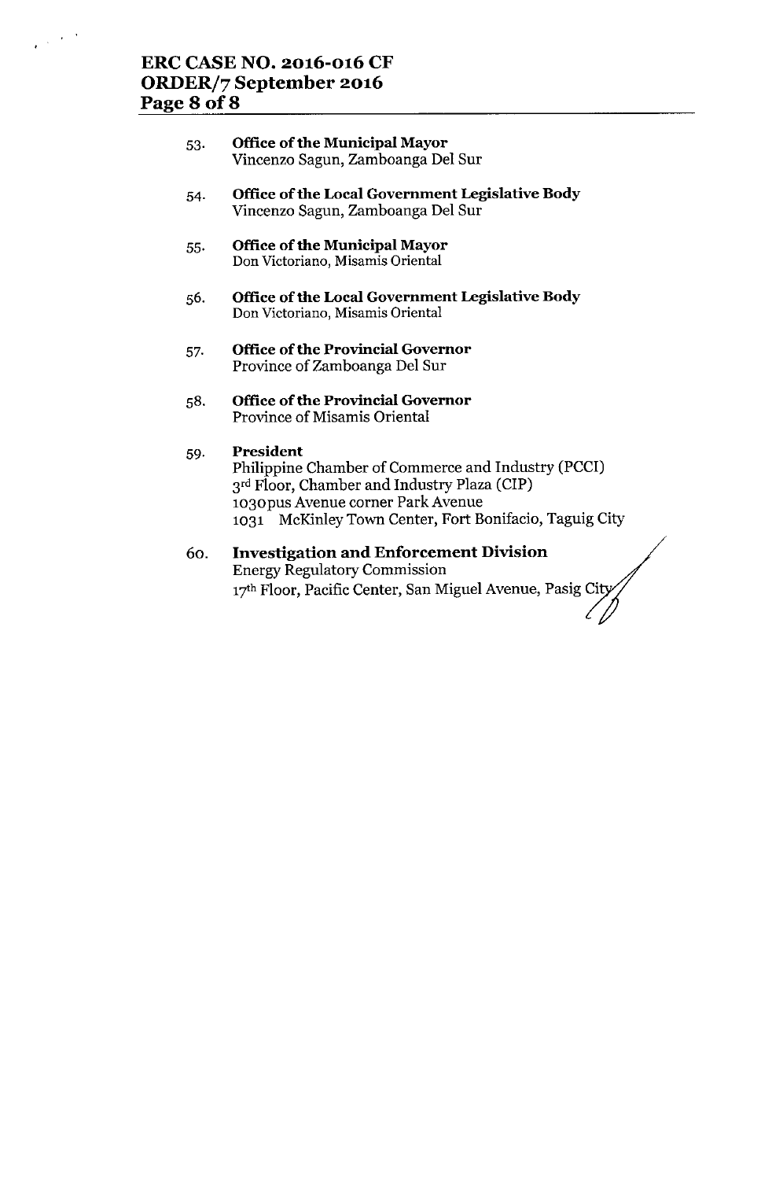53. **Office of the Municipal Mayor**
    Vincenzo Sagun, Zamboanga Del Sur

54. **Office of the Local Government Legislative Body**
    Vincenzo Sagun, Zamboanga Del Sur

55. **Office of the Municipal Mayor**
    Don Victoriano, Misamis Oriental

56. **Office of the Local Government Legislative Body**
    Don Victoriano, Misamis Oriental

57. **Office of the Provincial Governor**
    Province of Zamboanga Del Sur

58. **Office of the Provincial Governor**
    Province of Misamis Oriental

59. **President**
    Philippine Chamber of Commerce and Industry (PCCI)
    3rd Floor, Chamber and Industry Plaza (CIP)
    1030pus Avenue corner Park Avenue
    1031 McKinley Town Center, Fort Bonifacio, Taguig City

60. **Investigation and Enforcement Division**
    Energy Regulatory Commission
    17th Floor, Pacific Center, San Miguel Avenue, Pasig City